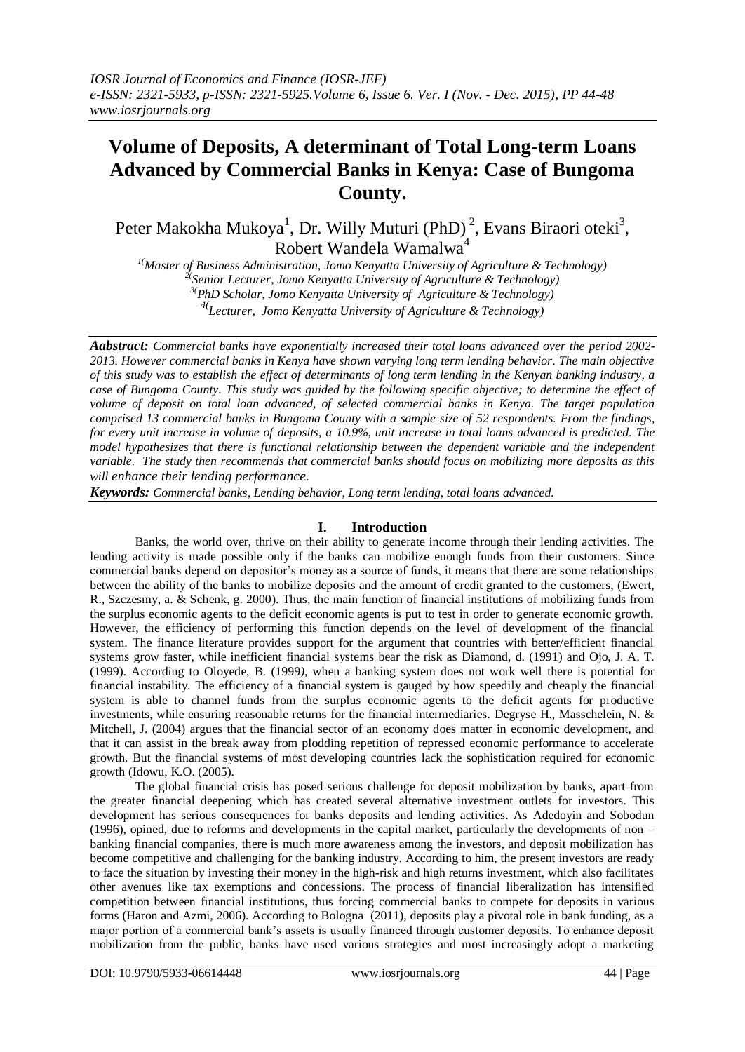# Volume of Deposits, A determinant of Total Long-term Loans Advanced by Commercial Banks in Kenya: Case of Bungoma County.

Peter Makokha Mukoya[1], Dr. Willy Muturi (PhD)[2], Evans Biraori oteki[3], Robert Wandela Wamalwa[4]

[1](Master of Business Administration, Jomo Kenyatta University of Agriculture & Technology)
[2](Senior Lecturer, Jomo Kenyatta University of Agriculture & Technology)
[3](PhD Scholar, Jomo Kenyatta University of Agriculture & Technology)
[4](Lecturer, Jomo Kenyatta University of Agriculture & Technology)

***Aabstract:*** *Commercial banks have exponentially increased their total loans advanced over the period 2002-2013. However commercial banks in Kenya have shown varying long term lending behavior. The main objective of this study was to establish the effect of determinants of long term lending in the Kenyan banking industry, a case of Bungoma County. This study was guided by the following specific objective; to determine the effect of volume of deposit on total loan advanced, of selected commercial banks in Kenya. The target population comprised 13 commercial banks in Bungoma County with a sample size of 52 respondents. From the findings, for every unit increase in volume of deposits, a 10.9%, unit increase in total loans advanced is predicted. The model hypothesizes that there is functional relationship between the dependent variable and the independent variable. The study then recommends that commercial banks should focus on mobilizing more deposits as this will enhance their lending performance.*

***Keywords:*** *Commercial banks, Lending behavior, Long term lending, total loans advanced.*

## I. Introduction

Banks, the world over, thrive on their ability to generate income through their lending activities. The lending activity is made possible only if the banks can mobilize enough funds from their customers. Since commercial banks depend on depositor's money as a source of funds, it means that there are some relationships between the ability of the banks to mobilize deposits and the amount of credit granted to the customers, (Ewert, R., Szczesmy, a. & Schenk, g. 2000). Thus, the main function of financial institutions of mobilizing funds from the surplus economic agents to the deficit economic agents is put to test in order to generate economic growth. However, the efficiency of performing this function depends on the level of development of the financial system. The finance literature provides support for the argument that countries with better/efficient financial systems grow faster, while inefficient financial systems bear the risk as Diamond, d. (1991) and Ojo, J. A. T. (1999). According to Oloyede, B. (1999*)*, when a banking system does not work well there is potential for financial instability. The efficiency of a financial system is gauged by how speedily and cheaply the financial system is able to channel funds from the surplus economic agents to the deficit agents for productive investments, while ensuring reasonable returns for the financial intermediaries. Degryse H., Masschelein, N. & Mitchell, J. (2004) argues that the financial sector of an economy does matter in economic development, and that it can assist in the break away from plodding repetition of repressed economic performance to accelerate growth. But the financial systems of most developing countries lack the sophistication required for economic growth (Idowu, K.O. (2005).

The global financial crisis has posed serious challenge for deposit mobilization by banks, apart from the greater financial deepening which has created several alternative investment outlets for investors. This development has serious consequences for banks deposits and lending activities. As Adedoyin and Sobodun (1996), opined, due to reforms and developments in the capital market, particularly the developments of non – banking financial companies, there is much more awareness among the investors, and deposit mobilization has become competitive and challenging for the banking industry. According to him, the present investors are ready to face the situation by investing their money in the high-risk and high returns investment, which also facilitates other avenues like tax exemptions and concessions. The process of financial liberalization has intensified competition between financial institutions, thus forcing commercial banks to compete for deposits in various forms (Haron and Azmi, 2006). According to Bologna (2011), deposits play a pivotal role in bank funding, as a major portion of a commercial bank's assets is usually financed through customer deposits. To enhance deposit mobilization from the public, banks have used various strategies and most increasingly adopt a marketing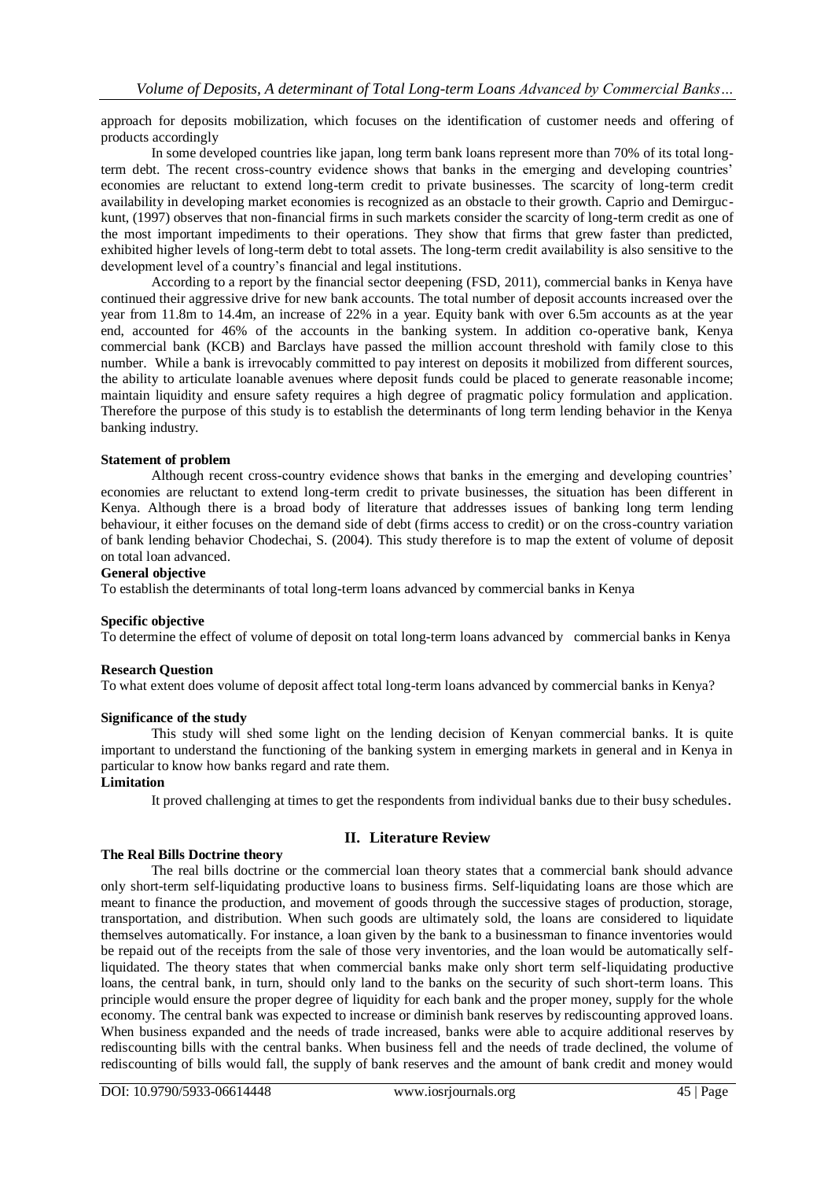approach for deposits mobilization, which focuses on the identification of customer needs and offering of products accordingly

In some developed countries like japan, long term bank loans represent more than 70% of its total long-term debt. The recent cross-country evidence shows that banks in the emerging and developing countries' economies are reluctant to extend long-term credit to private businesses. The scarcity of long-term credit availability in developing market economies is recognized as an obstacle to their growth. Caprio and Demirguc-kunt, (1997) observes that non-financial firms in such markets consider the scarcity of long-term credit as one of the most important impediments to their operations. They show that firms that grew faster than predicted, exhibited higher levels of long-term debt to total assets. The long-term credit availability is also sensitive to the development level of a country's financial and legal institutions.

According to a report by the financial sector deepening (FSD, 2011), commercial banks in Kenya have continued their aggressive drive for new bank accounts. The total number of deposit accounts increased over the year from 11.8m to 14.4m, an increase of 22% in a year. Equity bank with over 6.5m accounts as at the year end, accounted for 46% of the accounts in the banking system. In addition co-operative bank, Kenya commercial bank (KCB) and Barclays have passed the million account threshold with family close to this number. While a bank is irrevocably committed to pay interest on deposits it mobilized from different sources, the ability to articulate loanable avenues where deposit funds could be placed to generate reasonable income; maintain liquidity and ensure safety requires a high degree of pragmatic policy formulation and application. Therefore the purpose of this study is to establish the determinants of long term lending behavior in the Kenya banking industry.

**Statement of problem**

Although recent cross-country evidence shows that banks in the emerging and developing countries' economies are reluctant to extend long-term credit to private businesses, the situation has been different in Kenya. Although there is a broad body of literature that addresses issues of banking long term lending behaviour, it either focuses on the demand side of debt (firms access to credit) or on the cross-country variation of bank lending behavior Chodechai, S. (2004). This study therefore is to map the extent of volume of deposit on total loan advanced.

**General objective**

To establish the determinants of total long-term loans advanced by commercial banks in Kenya

**Specific objective**

To determine the effect of volume of deposit on total long-term loans advanced by commercial banks in Kenya

**Research Question**

To what extent does volume of deposit affect total long-term loans advanced by commercial banks in Kenya?

**Significance of the study**

This study will shed some light on the lending decision of Kenyan commercial banks. It is quite important to understand the functioning of the banking system in emerging markets in general and in Kenya in particular to know how banks regard and rate them.

**Limitation**

It proved challenging at times to get the respondents from individual banks due to their busy schedules.

## II. Literature Review

**The Real Bills Doctrine theory**

The real bills doctrine or the commercial loan theory states that a commercial bank should advance only short-term self-liquidating productive loans to business firms. Self-liquidating loans are those which are meant to finance the production, and movement of goods through the successive stages of production, storage, transportation, and distribution. When such goods are ultimately sold, the loans are considered to liquidate themselves automatically. For instance, a loan given by the bank to a businessman to finance inventories would be repaid out of the receipts from the sale of those very inventories, and the loan would be automatically self-liquidated. The theory states that when commercial banks make only short term self-liquidating productive loans, the central bank, in turn, should only land to the banks on the security of such short-term loans. This principle would ensure the proper degree of liquidity for each bank and the proper money, supply for the whole economy. The central bank was expected to increase or diminish bank reserves by rediscounting approved loans. When business expanded and the needs of trade increased, banks were able to acquire additional reserves by rediscounting bills with the central banks. When business fell and the needs of trade declined, the volume of rediscounting of bills would fall, the supply of bank reserves and the amount of bank credit and money would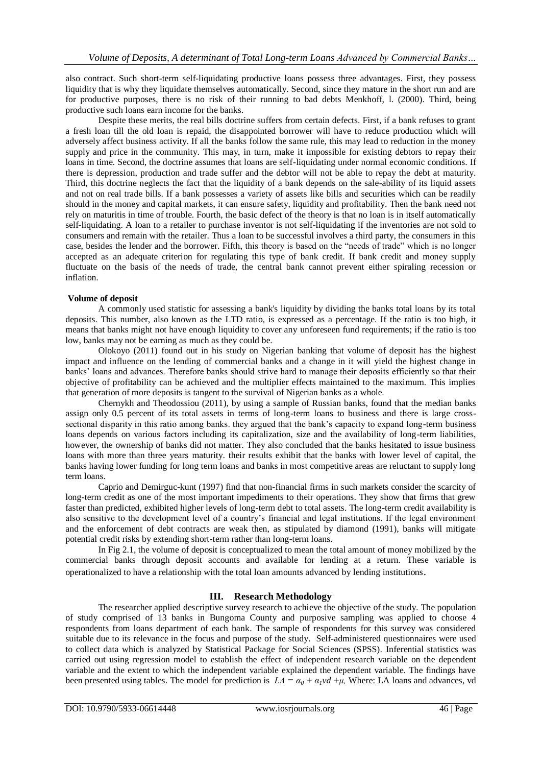also contract. Such short-term self-liquidating productive loans possess three advantages. First, they possess liquidity that is why they liquidate themselves automatically. Second, since they mature in the short run and are for productive purposes, there is no risk of their running to bad debts Menkhoff, l. (2000). Third, being productive such loans earn income for the banks.

Despite these merits, the real bills doctrine suffers from certain defects. First, if a bank refuses to grant a fresh loan till the old loan is repaid, the disappointed borrower will have to reduce production which will adversely affect business activity. If all the banks follow the same rule, this may lead to reduction in the money supply and price in the community. This may, in turn, make it impossible for existing debtors to repay their loans in time. Second, the doctrine assumes that loans are self-liquidating under normal economic conditions. If there is depression, production and trade suffer and the debtor will not be able to repay the debt at maturity. Third, this doctrine neglects the fact that the liquidity of a bank depends on the sale-ability of its liquid assets and not on real trade bills. If a bank possesses a variety of assets like bills and securities which can be readily should in the money and capital markets, it can ensure safety, liquidity and profitability. Then the bank need not rely on maturitis in time of trouble. Fourth, the basic defect of the theory is that no loan is in itself automatically self-liquidating. A loan to a retailer to purchase inventor is not self-liquidating if the inventories are not sold to consumers and remain with the retailer. Thus a loan to be successful involves a third party, the consumers in this case, besides the lender and the borrower. Fifth, this theory is based on the "needs of trade" which is no longer accepted as an adequate criterion for regulating this type of bank credit. If bank credit and money supply fluctuate on the basis of the needs of trade, the central bank cannot prevent either spiraling recession or inflation.

**Volume of deposit**

A commonly used statistic for assessing a bank's liquidity by dividing the banks total loans by its total deposits. This number, also known as the LTD ratio, is expressed as a percentage. If the ratio is too high, it means that banks might not have enough liquidity to cover any unforeseen fund requirements; if the ratio is too low, banks may not be earning as much as they could be.

Olokoyo (2011) found out in his study on Nigerian banking that volume of deposit has the highest impact and influence on the lending of commercial banks and a change in it will yield the highest change in banks' loans and advances. Therefore banks should strive hard to manage their deposits efficiently so that their objective of profitability can be achieved and the multiplier effects maintained to the maximum. This implies that generation of more deposits is tangent to the survival of Nigerian banks as a whole.

Chernykh and Theodossiou (2011), by using a sample of Russian banks, found that the median banks assign only 0.5 percent of its total assets in terms of long-term loans to business and there is large cross-sectional disparity in this ratio among banks. they argued that the bank's capacity to expand long-term business loans depends on various factors including its capitalization, size and the availability of long-term liabilities, however, the ownership of banks did not matter. They also concluded that the banks hesitated to issue business loans with more than three years maturity. their results exhibit that the banks with lower level of capital, the banks having lower funding for long term loans and banks in most competitive areas are reluctant to supply long term loans.

Caprio and Demirguc-kunt (1997) find that non-financial firms in such markets consider the scarcity of long-term credit as one of the most important impediments to their operations. They show that firms that grew faster than predicted, exhibited higher levels of long-term debt to total assets. The long-term credit availability is also sensitive to the development level of a country's financial and legal institutions. If the legal environment and the enforcement of debt contracts are weak then, as stipulated by diamond (1991), banks will mitigate potential credit risks by extending short-term rather than long-term loans.

In Fig 2.1, the volume of deposit is conceptualized to mean the total amount of money mobilized by the commercial banks through deposit accounts and available for lending at a return. These variable is operationalized to have a relationship with the total loan amounts advanced by lending institutions.

## III. Research Methodology

The researcher applied descriptive survey research to achieve the objective of the study. The population of study comprised of 13 banks in Bungoma County and purposive sampling was applied to choose 4 respondents from loans department of each bank. The sample of respondents for this survey was considered suitable due to its relevance in the focus and purpose of the study. Self-administered questionnaires were used to collect data which is analyzed by Statistical Package for Social Sciences (SPSS). Inferential statistics was carried out using regression model to establish the effect of independent research variable on the dependent variable and the extent to which the independent variable explained the dependent variable. The findings have been presented using tables. The model for prediction is $LA = \alpha_0 + \alpha_1 vd + \mu$, Where: LA loans and advances, vd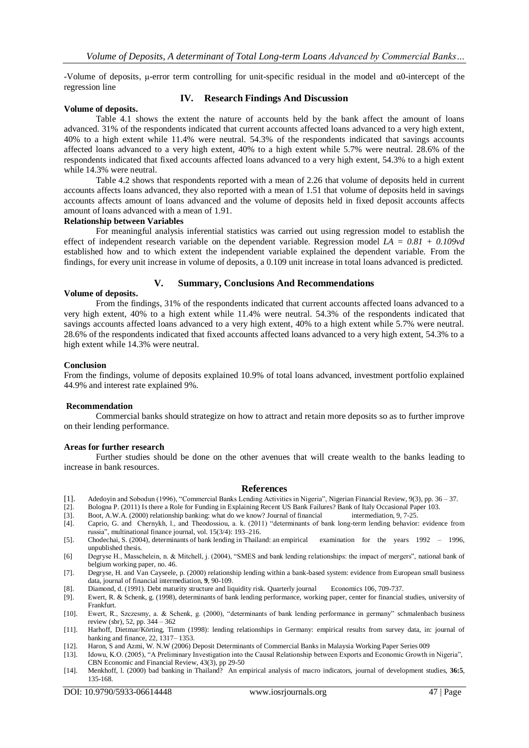-Volume of deposits, μ-error term controlling for unit-specific residual in the model and $\alpha_0$-intercept of the regression line

## IV. Research Findings And Discussion

**Volume of deposits.**

Table 4.1 shows the extent the nature of accounts held by the bank affect the amount of loans advanced. 31% of the respondents indicated that current accounts affected loans advanced to a very high extent, 40% to a high extent while 11.4% were neutral. 54.3% of the respondents indicated that savings accounts affected loans advanced to a very high extent, 40% to a high extent while 5.7% were neutral. 28.6% of the respondents indicated that fixed accounts affected loans advanced to a very high extent, 54.3% to a high extent while 14.3% were neutral.

Table 4.2 shows that respondents reported with a mean of 2.26 that volume of deposits held in current accounts affects loans advanced, they also reported with a mean of 1.51 that volume of deposits held in savings accounts affects amount of loans advanced and the volume of deposits held in fixed deposit accounts affects amount of loans advanced with a mean of 1.91.

**Relationship between Variables**

For meaningful analysis inferential statistics was carried out using regression model to establish the effect of independent research variable on the dependent variable. Regression model $LA = 0.81 + 0.109vd$ established how and to which extent the independent variable explained the dependent variable. From the findings, for every unit increase in volume of deposits, a 0.109 unit increase in total loans advanced is predicted.

## V. Summary, Conclusions And Recommendations

**Volume of deposits.**

From the findings, 31% of the respondents indicated that current accounts affected loans advanced to a very high extent, 40% to a high extent while 11.4% were neutral. 54.3% of the respondents indicated that savings accounts affected loans advanced to a very high extent, 40% to a high extent while 5.7% were neutral. 28.6% of the respondents indicated that fixed accounts affected loans advanced to a very high extent, 54.3% to a high extent while 14.3% were neutral.

**Conclusion**

From the findings, volume of deposits explained 10.9% of total loans advanced, investment portfolio explained 44.9% and interest rate explained 9%.

**Recommendation**

Commercial banks should strategize on how to attract and retain more deposits so as to further improve on their lending performance.

**Areas for further research**

Further studies should be done on the other avenues that will create wealth to the banks leading to increase in bank resources.

## References

[1]. Adedoyin and Sobodun (1996), "Commercial Banks Lending Activities in Nigeria", Nigerian Financial Review, 9(3), pp. 36 – 37.

[2]. Bologna P. (2011) Is there a Role for Funding in Explaining Recent US Bank Failures? Bank of Italy Occasional Paper 103.

[3]. Boot, A.W.A. (2000) relationship banking: what do we know? Journal of financial intermediation, 9, 7-25.

[4]. Caprio, G. and Chernykh, l., and Theodossiou, a. k. (2011) "determinants of bank long-term lending behavior: evidence from russia", multinational finance journal, vol. 15(3/4): 193–216.

[5]. Chodechai, S. (2004), determinants of bank lending in Thailand: an empirical examination for the years 1992 – 1996, unpublished thesis.

[6] Degryse H., Masschelein, n. & Mitchell, j. (2004), "SMES and bank lending relationships: the impact of mergers", national bank of belgium working paper, no. 46.

[7]. Degryse, H. and Van Cayseele, p. (2000) relationship lending within a bank-based system: evidence from European small business data, journal of financial intermediation, **9**, 90-109.

[8]. Diamond, d. (1991). Debt maturity structure and liquidity risk. Quarterly journal Economics 106, 709-737.

[9]. Ewert, R. & Schenk, g. (1998), determinants of bank lending performance, working paper, center for financial studies, university of Frankfurt.

[10]. Ewert, R., Szczesmy, a. & Schenk, g. (2000), "determinants of bank lending performance in germany" schmalenbach business review (sbr), 52, pp. 344 – 362

[11]. Harhoff, Dietmar/Körting, Timm (1998): lending relationships in Germany: empirical results from survey data, in: journal of banking and finance, 22, 1317– 1353.

[12]. Haron, S and Azmi, W. N.W (2006) Deposit Determinants of Commercial Banks in Malaysia Working Paper Series 009

[13]. Idowu, K.O. (2005), "A Preliminary Investigation into the Causal Relationship between Exports and Economic Growth in Nigeria", CBN Economic and Financial Review, 43(3), pp 29-50

[14]. Menkhoff, l. (2000) bad banking in Thailand? An empirical analysis of macro indicators, journal of development studies, **36:5**, 135-168.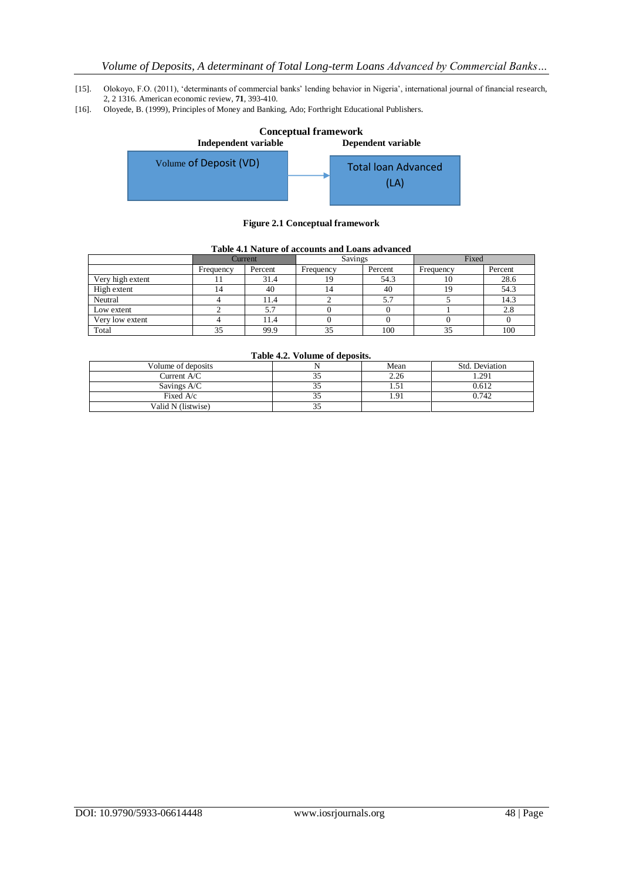[15]. Olokoyo, F.O. (2011), 'determinants of commercial banks' lending behavior in Nigeria', international journal of financial research, 2, 2 1316. American economic review, **71**, 393-410.

[16]. Oloyede, B. (1999), Principles of Money and Banking, Ado; Forthright Educational Publishers.

**Conceptual framework**

**Independent variable** — **Dependent variable**

Volume of Deposit (VD) → Total loan Advanced (LA)

**Figure 2.1 Conceptual framework**

**Table 4.1 Nature of accounts and Loans advanced**

| | Current | | Savings | | Fixed | |
|---|---|---|---|---|---|---|
| | Frequency | Percent | Frequency | Percent | Frequency | Percent |
| Very high extent | 11 | 31.4 | 19 | 54.3 | 10 | 28.6 |
| High extent | 14 | 40 | 14 | 40 | 19 | 54.3 |
| Neutral | 4 | 11.4 | 2 | 5.7 | 5 | 14.3 |
| Low extent | 2 | 5.7 | 0 | 0 | 1 | 2.8 |
| Very low extent | 4 | 11.4 | 0 | 0 | 0 | 0 |
| Total | 35 | 99.9 | 35 | 100 | 35 | 100 |

**Table 4.2. Volume of deposits.**

| Volume of deposits | N | Mean | Std. Deviation |
|---|---|---|---|
| Current A/C | 35 | 2.26 | 1.291 |
| Savings A/C | 35 | 1.51 | 0.612 |
| Fixed A/c | 35 | 1.91 | 0.742 |
| Valid N (listwise) | 35 | | |